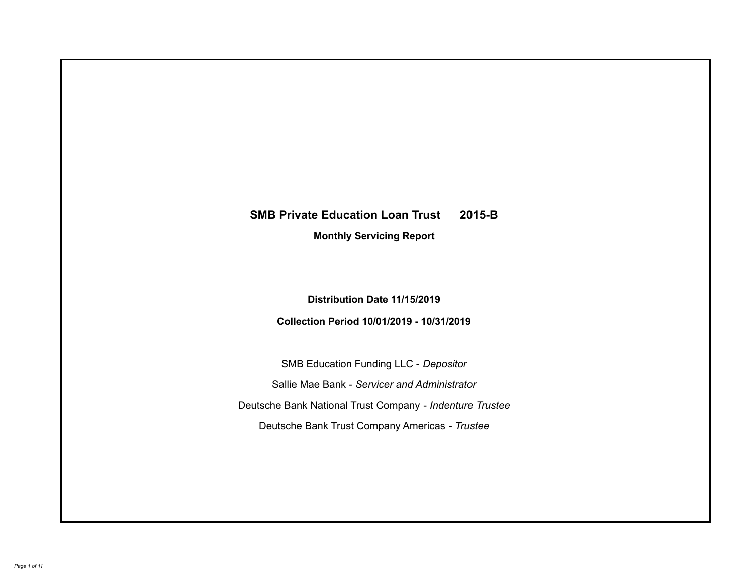# SMB Private Education Loan Trust 2015-B

## Monthly Servicing Report

**Distribution Date 11/15/2019**

**Collection Period 10/01/2019 - 10/31/2019**

SMB Education Funding LLC - *Depositor*

Sallie Mae Bank - *Servicer and Administrator*

Deutsche Bank National Trust Company - *Indenture Trustee*

Deutsche Bank Trust Company Americas - *Trustee*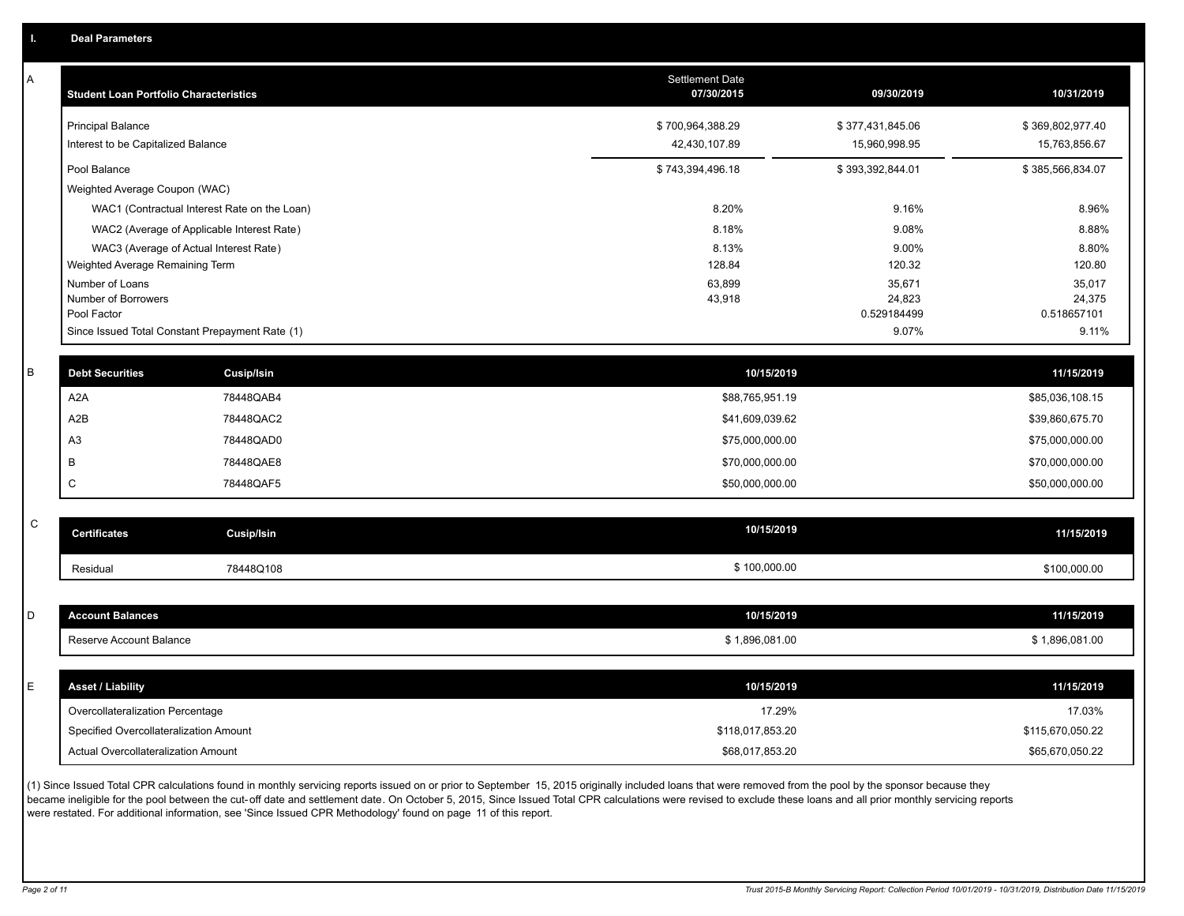## I. Deal Parameters

### A

| Student Loan Portfolio Characteristics | Settlement Date 07/30/2015 | 09/30/2019 | 10/31/2019 |
|---|---|---|---|
| Principal Balance | $ 700,964,388.29 | $ 377,431,845.06 | $ 369,802,977.40 |
| Interest to be Capitalized Balance | 42,430,107.89 | 15,960,998.95 | 15,763,856.67 |
| Pool Balance | $ 743,394,496.18 | $ 393,392,844.01 | $ 385,566,834.07 |
| Weighted Average Coupon (WAC) | | | |
| WAC1 (Contractual Interest Rate on the Loan) | 8.20% | 9.16% | 8.96% |
| WAC2 (Average of Applicable Interest Rate) | 8.18% | 9.08% | 8.88% |
| WAC3 (Average of Actual Interest Rate) | 8.13% | 9.00% | 8.80% |
| Weighted Average Remaining Term | 128.84 | 120.32 | 120.80 |
| Number of Loans | 63,899 | 35,671 | 35,017 |
| Number of Borrowers | 43,918 | 24,823 | 24,375 |
| Pool Factor | | 0.529184499 | 0.518657101 |
| Since Issued Total Constant Prepayment Rate (1) | | 9.07% | 9.11% |

### B

| Debt Securities | Cusip/Isin | 10/15/2019 | 11/15/2019 |
|---|---|---|---|
| A2A | 78448QAB4 | $88,765,951.19 | $85,036,108.15 |
| A2B | 78448QAC2 | $41,609,039.62 | $39,860,675.70 |
| A3 | 78448QAD0 | $75,000,000.00 | $75,000,000.00 |
| B | 78448QAE8 | $70,000,000.00 | $70,000,000.00 |
| C | 78448QAF5 | $50,000,000.00 | $50,000,000.00 |

### C

| Certificates | Cusip/Isin | 10/15/2019 | 11/15/2019 |
|---|---|---|---|
| Residual | 78448Q108 | $ 100,000.00 | $100,000.00 |

### D

| Account Balances | 10/15/2019 | 11/15/2019 |
|---|---|---|
| Reserve Account Balance | $ 1,896,081.00 | $ 1,896,081.00 |

### E

| Asset / Liability | 10/15/2019 | 11/15/2019 |
|---|---|---|
| Overcollateralization Percentage | 17.29% | 17.03% |
| Specified Overcollateralization Amount | $118,017,853.20 | $115,670,050.22 |
| Actual Overcollateralization Amount | $68,017,853.20 | $65,670,050.22 |

(1) Since Issued Total CPR calculations found in monthly servicing reports issued on or prior to September 15, 2015 originally included loans that were removed from the pool by the sponsor because they became ineligible for the pool between the cut-off date and settlement date. On October 5, 2015, Since Issued Total CPR calculations were revised to exclude these loans and all prior monthly servicing reports were restated. For additional information, see 'Since Issued CPR Methodology' found on page 11 of this report.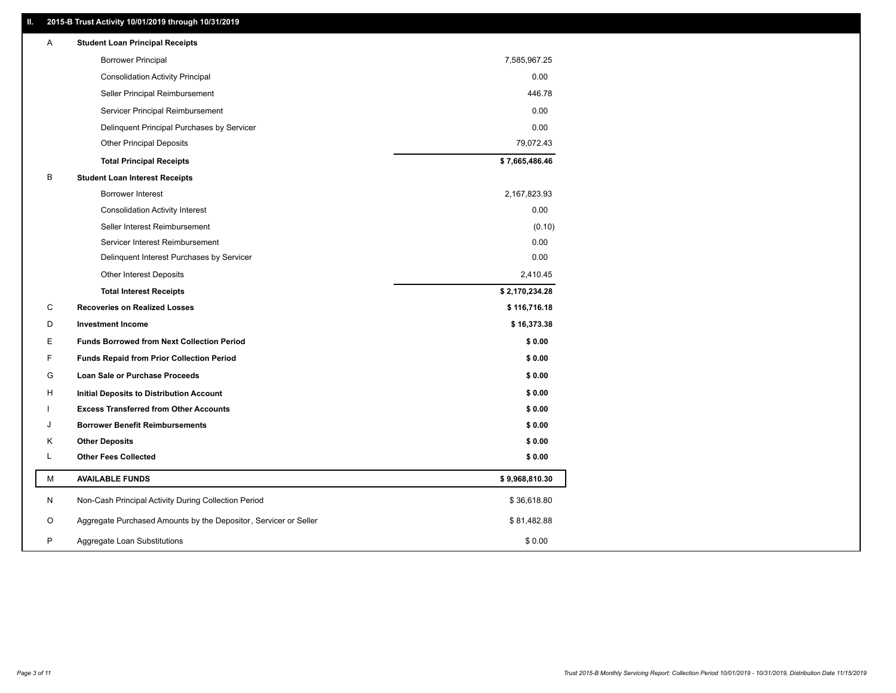## II. 2015-B Trust Activity 10/01/2019 through 10/31/2019

| | | |
|---|---|---|
| A | **Student Loan Principal Receipts** | |
| | Borrower Principal | 7,585,967.25 |
| | Consolidation Activity Principal | 0.00 |
| | Seller Principal Reimbursement | 446.78 |
| | Servicer Principal Reimbursement | 0.00 |
| | Delinquent Principal Purchases by Servicer | 0.00 |
| | Other Principal Deposits | 79,072.43 |
| | **Total Principal Receipts** | **$ 7,665,486.46** |
| B | **Student Loan Interest Receipts** | |
| | Borrower Interest | 2,167,823.93 |
| | Consolidation Activity Interest | 0.00 |
| | Seller Interest Reimbursement | (0.10) |
| | Servicer Interest Reimbursement | 0.00 |
| | Delinquent Interest Purchases by Servicer | 0.00 |
| | Other Interest Deposits | 2,410.45 |
| | **Total Interest Receipts** | **$ 2,170,234.28** |
| C | **Recoveries on Realized Losses** | **$ 116,716.18** |
| D | **Investment Income** | **$ 16,373.38** |
| E | **Funds Borrowed from Next Collection Period** | **$ 0.00** |
| F | **Funds Repaid from Prior Collection Period** | **$ 0.00** |
| G | **Loan Sale or Purchase Proceeds** | **$ 0.00** |
| H | **Initial Deposits to Distribution Account** | **$ 0.00** |
| I | **Excess Transferred from Other Accounts** | **$ 0.00** |
| J | **Borrower Benefit Reimbursements** | **$ 0.00** |
| K | **Other Deposits** | **$ 0.00** |
| L | **Other Fees Collected** | **$ 0.00** |
| M | **AVAILABLE FUNDS** | **$ 9,968,810.30** |
| N | Non-Cash Principal Activity During Collection Period | $ 36,618.80 |
| O | Aggregate Purchased Amounts by the Depositor, Servicer or Seller | $ 81,482.88 |
| P | Aggregate Loan Substitutions | $ 0.00 |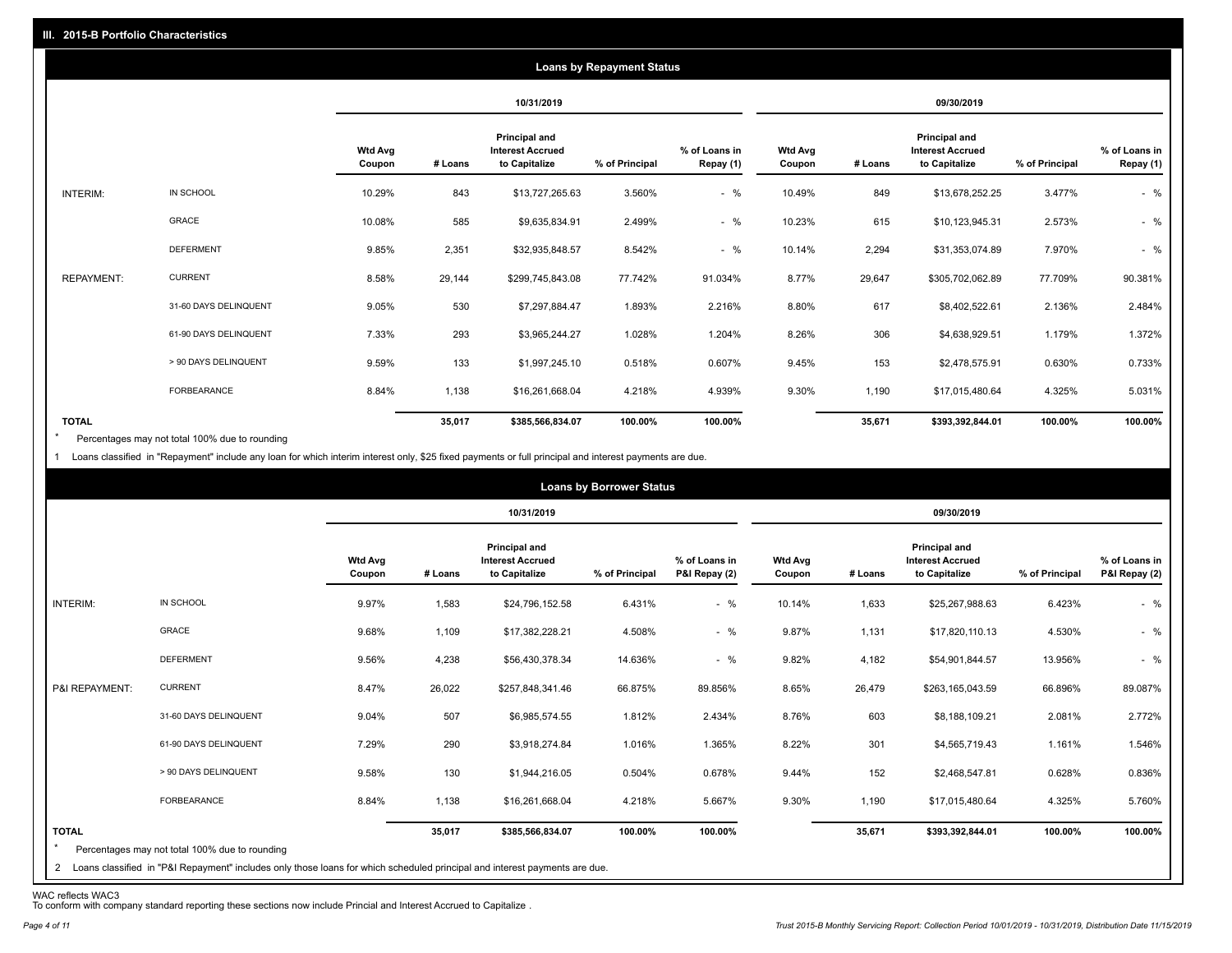## III. 2015-B Portfolio Characteristics

### Loans by Repayment Status

| | | 10/31/2019 | | | | | 09/30/2019 | | | | |
|---|---|---|---|---|---|---|---|---|---|---|---|
| | | Wtd Avg Coupon | # Loans | Principal and Interest Accrued to Capitalize | % of Principal | % of Loans in Repay (1) | Wtd Avg Coupon | # Loans | Principal and Interest Accrued to Capitalize | % of Principal | % of Loans in Repay (1) |
| INTERIM: | IN SCHOOL | 10.29% | 843 | $13,727,265.63 | 3.560% | - % | 10.49% | 849 | $13,678,252.25 | 3.477% | - % |
| | GRACE | 10.08% | 585 | $9,635,834.91 | 2.499% | - % | 10.23% | 615 | $10,123,945.31 | 2.573% | - % |
| | DEFERMENT | 9.85% | 2,351 | $32,935,848.57 | 8.542% | - % | 10.14% | 2,294 | $31,353,074.89 | 7.970% | - % |
| REPAYMENT: | CURRENT | 8.58% | 29,144 | $299,745,843.08 | 77.742% | 91.034% | 8.77% | 29,647 | $305,702,062.89 | 77.709% | 90.381% |
| | 31-60 DAYS DELINQUENT | 9.05% | 530 | $7,297,884.47 | 1.893% | 2.216% | 8.80% | 617 | $8,402,522.61 | 2.136% | 2.484% |
| | 61-90 DAYS DELINQUENT | 7.33% | 293 | $3,965,244.27 | 1.028% | 1.204% | 8.26% | 306 | $4,638,929.51 | 1.179% | 1.372% |
| | > 90 DAYS DELINQUENT | 9.59% | 133 | $1,997,245.10 | 0.518% | 0.607% | 9.45% | 153 | $2,478,575.91 | 0.630% | 0.733% |
| | FORBEARANCE | 8.84% | 1,138 | $16,261,668.04 | 4.218% | 4.939% | 9.30% | 1,190 | $17,015,480.64 | 4.325% | 5.031% |
| **TOTAL** | | | **35,017** | **$385,566,834.07** | **100.00%** | **100.00%** | | **35,671** | **$393,392,844.01** | **100.00%** | **100.00%** |

\* Percentages may not total 100% due to rounding

1 Loans classified in "Repayment" include any loan for which interim interest only, $25 fixed payments or full principal and interest payments are due.

### Loans by Borrower Status

| | | 10/31/2019 | | | | | 09/30/2019 | | | | |
|---|---|---|---|---|---|---|---|---|---|---|---|
| | | Wtd Avg Coupon | # Loans | Principal and Interest Accrued to Capitalize | % of Principal | % of Loans in P&I Repay (2) | Wtd Avg Coupon | # Loans | Principal and Interest Accrued to Capitalize | % of Principal | % of Loans in P&I Repay (2) |
| INTERIM: | IN SCHOOL | 9.97% | 1,583 | $24,796,152.58 | 6.431% | - % | 10.14% | 1,633 | $25,267,988.63 | 6.423% | - % |
| | GRACE | 9.68% | 1,109 | $17,382,228.21 | 4.508% | - % | 9.87% | 1,131 | $17,820,110.13 | 4.530% | - % |
| | DEFERMENT | 9.56% | 4,238 | $56,430,378.34 | 14.636% | - % | 9.82% | 4,182 | $54,901,844.57 | 13.956% | - % |
| P&I REPAYMENT: | CURRENT | 8.47% | 26,022 | $257,848,341.46 | 66.875% | 89.856% | 8.65% | 26,479 | $263,165,043.59 | 66.896% | 89.087% |
| | 31-60 DAYS DELINQUENT | 9.04% | 507 | $6,985,574.55 | 1.812% | 2.434% | 8.76% | 603 | $8,188,109.21 | 2.081% | 2.772% |
| | 61-90 DAYS DELINQUENT | 7.29% | 290 | $3,918,274.84 | 1.016% | 1.365% | 8.22% | 301 | $4,565,719.43 | 1.161% | 1.546% |
| | > 90 DAYS DELINQUENT | 9.58% | 130 | $1,944,216.05 | 0.504% | 0.678% | 9.44% | 152 | $2,468,547.81 | 0.628% | 0.836% |
| | FORBEARANCE | 8.84% | 1,138 | $16,261,668.04 | 4.218% | 5.667% | 9.30% | 1,190 | $17,015,480.64 | 4.325% | 5.760% |
| **TOTAL** | | | **35,017** | **$385,566,834.07** | **100.00%** | **100.00%** | | **35,671** | **$393,392,844.01** | **100.00%** | **100.00%** |

\* Percentages may not total 100% due to rounding

2 Loans classified in "P&I Repayment" includes only those loans for which scheduled principal and interest payments are due.

WAC reflects WAC3
To conform with company standard reporting these sections now include Princial and Interest Accrued to Capitalize .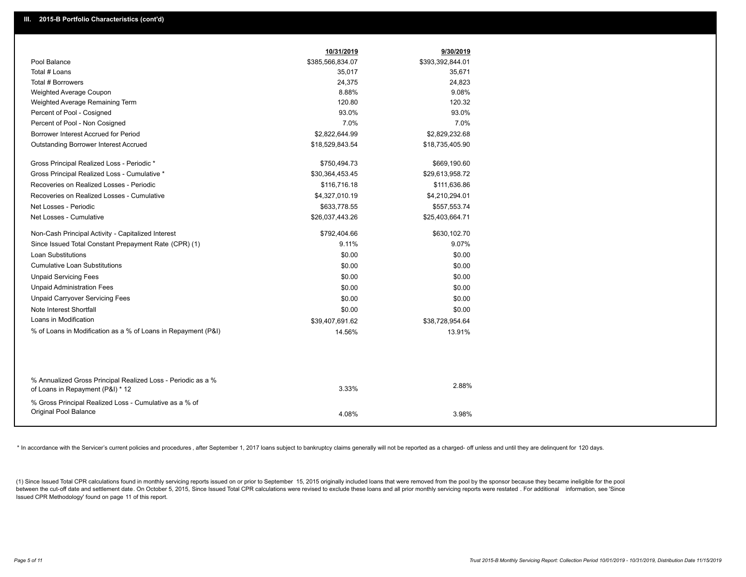## III. 2015-B Portfolio Characteristics (cont'd)

| | 10/31/2019 | 9/30/2019 |
|---|---|---|
| Pool Balance | $385,566,834.07 | $393,392,844.01 |
| Total # Loans | 35,017 | 35,671 |
| Total # Borrowers | 24,375 | 24,823 |
| Weighted Average Coupon | 8.88% | 9.08% |
| Weighted Average Remaining Term | 120.80 | 120.32 |
| Percent of Pool - Cosigned | 93.0% | 93.0% |
| Percent of Pool - Non Cosigned | 7.0% | 7.0% |
| Borrower Interest Accrued for Period | $2,822,644.99 | $2,829,232.68 |
| Outstanding Borrower Interest Accrued | $18,529,843.54 | $18,735,405.90 |
| Gross Principal Realized Loss - Periodic * | $750,494.73 | $669,190.60 |
| Gross Principal Realized Loss - Cumulative * | $30,364,453.45 | $29,613,958.72 |
| Recoveries on Realized Losses - Periodic | $116,716.18 | $111,636.86 |
| Recoveries on Realized Losses - Cumulative | $4,327,010.19 | $4,210,294.01 |
| Net Losses - Periodic | $633,778.55 | $557,553.74 |
| Net Losses - Cumulative | $26,037,443.26 | $25,403,664.71 |
| Non-Cash Principal Activity - Capitalized Interest | $792,404.66 | $630,102.70 |
| Since Issued Total Constant Prepayment Rate (CPR) (1) | 9.11% | 9.07% |
| Loan Substitutions | $0.00 | $0.00 |
| Cumulative Loan Substitutions | $0.00 | $0.00 |
| Unpaid Servicing Fees | $0.00 | $0.00 |
| Unpaid Administration Fees | $0.00 | $0.00 |
| Unpaid Carryover Servicing Fees | $0.00 | $0.00 |
| Note Interest Shortfall | $0.00 | $0.00 |
| Loans in Modification | $39,407,691.62 | $38,728,954.64 |
| % of Loans in Modification as a % of Loans in Repayment (P&I) | 14.56% | 13.91% |
| % Annualized Gross Principal Realized Loss - Periodic as a % of Loans in Repayment (P&I) * 12 | 3.33% | 2.88% |
| % Gross Principal Realized Loss - Cumulative as a % of Original Pool Balance | 4.08% | 3.98% |

* In accordance with the Servicer's current policies and procedures , after September 1, 2017 loans subject to bankruptcy claims generally will not be reported as a charged- off unless and until they are delinquent for 120 days.

(1) Since Issued Total CPR calculations found in monthly servicing reports issued on or prior to September 15, 2015 originally included loans that were removed from the pool by the sponsor because they became ineligible for the pool between the cut-off date and settlement date. On October 5, 2015, Since Issued Total CPR calculations were revised to exclude these loans and all prior monthly servicing reports were restated . For additional information, see 'Since Issued CPR Methodology' found on page 11 of this report.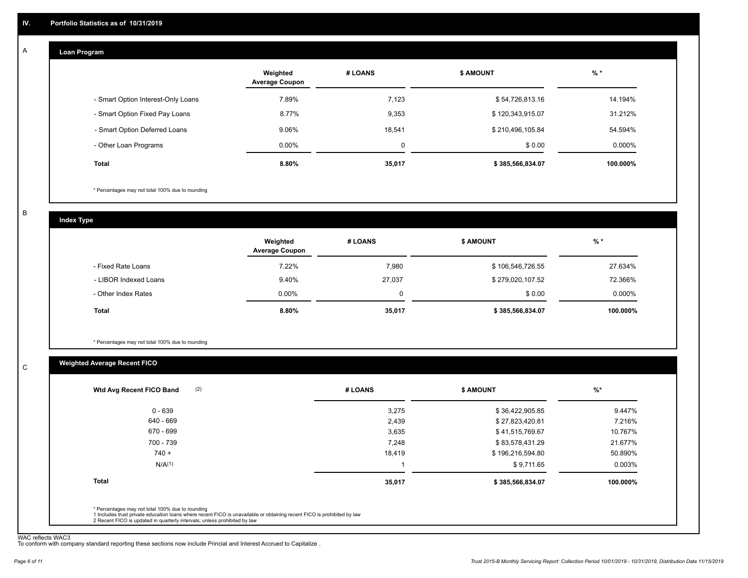## IV. Portfolio Statistics as of 10/31/2019

### A — Loan Program

| | Weighted Average Coupon | # LOANS | $ AMOUNT | % * |
|---|---|---|---|---|
| - Smart Option Interest-Only Loans | 7.89% | 7,123 | $ 54,726,813.16 | 14.194% |
| - Smart Option Fixed Pay Loans | 8.77% | 9,353 | $ 120,343,915.07 | 31.212% |
| - Smart Option Deferred Loans | 9.06% | 18,541 | $ 210,496,105.84 | 54.594% |
| - Other Loan Programs | 0.00% | 0 | $ 0.00 | 0.000% |
| **Total** | **8.80%** | **35,017** | **$ 385,566,834.07** | **100.000%** |

* Percentages may not total 100% due to rounding

### B — Index Type

| | Weighted Average Coupon | # LOANS | $ AMOUNT | % * |
|---|---|---|---|---|
| - Fixed Rate Loans | 7.22% | 7,980 | $ 106,546,726.55 | 27.634% |
| - LIBOR Indexed Loans | 9.40% | 27,037 | $ 279,020,107.52 | 72.366% |
| - Other Index Rates | 0.00% | 0 | $ 0.00 | 0.000% |
| **Total** | **8.80%** | **35,017** | **$ 385,566,834.07** | **100.000%** |

* Percentages may not total 100% due to rounding

### C — Weighted Average Recent FICO

| Wtd Avg Recent FICO Band (2) | # LOANS | $ AMOUNT | %* |
|---|---|---|---|
| 0 - 639 | 3,275 | $ 36,422,905.85 | 9.447% |
| 640 - 669 | 2,439 | $ 27,823,420.81 | 7.216% |
| 670 - 699 | 3,635 | $ 41,515,769.67 | 10.767% |
| 700 - 739 | 7,248 | $ 83,578,431.29 | 21.677% |
| 740 + | 18,419 | $ 196,216,594.80 | 50.890% |
| N/A(1) | 1 | $ 9,711.65 | 0.003% |
| **Total** | **35,017** | **$ 385,566,834.07** | **100.000%** |

* Percentages may not total 100% due to rounding
1 Includes trust private education loans where recent FICO is unavailable or obtaining recent FICO is prohibited by law
2 Recent FICO is updated in quarterly intervals; unless prohibited by law

WAC reflects WAC3
To conform with company standard reporting these sections now include Princial and Interest Accrued to Capitalize .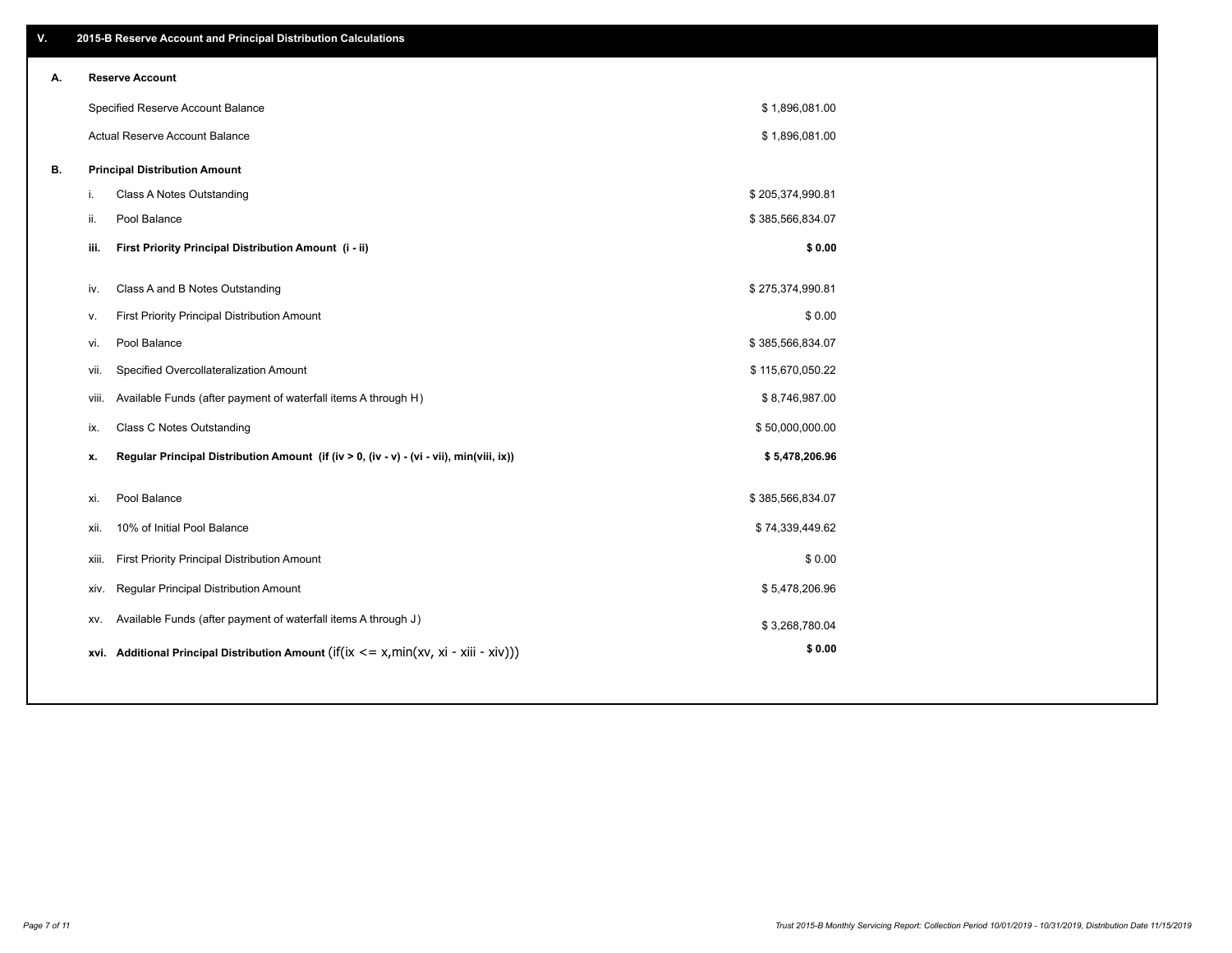## V. 2015-B Reserve Account and Principal Distribution Calculations

### A. Reserve Account

| | |
|---|---|
| Specified Reserve Account Balance | $ 1,896,081.00 |
| Actual Reserve Account Balance | $ 1,896,081.00 |

### B. Principal Distribution Amount

| | | |
|---|---|---|
| i. | Class A Notes Outstanding | $ 205,374,990.81 |
| ii. | Pool Balance | $ 385,566,834.07 |
| **iii.** | **First Priority Principal Distribution Amount (i - ii)** | **$ 0.00** |
| iv. | Class A and B Notes Outstanding | $ 275,374,990.81 |
| v. | First Priority Principal Distribution Amount | $ 0.00 |
| vi. | Pool Balance | $ 385,566,834.07 |
| vii. | Specified Overcollateralization Amount | $ 115,670,050.22 |
| viii. | Available Funds (after payment of waterfall items A through H) | $ 8,746,987.00 |
| ix. | Class C Notes Outstanding | $ 50,000,000.00 |
| **x.** | **Regular Principal Distribution Amount (if (iv > 0, (iv - v) - (vi - vii), min(viii, ix))** | **$ 5,478,206.96** |
| xi. | Pool Balance | $ 385,566,834.07 |
| xii. | 10% of Initial Pool Balance | $ 74,339,449.62 |
| xiii. | First Priority Principal Distribution Amount | $ 0.00 |
| xiv. | Regular Principal Distribution Amount | $ 5,478,206.96 |
| xv. | Available Funds (after payment of waterfall items A through J) | $ 3,268,780.04 |
| **xvi.** | **Additional Principal Distribution Amount** (if(ix <= x,min(xv, xi - xiii - xiv))) | **$ 0.00** |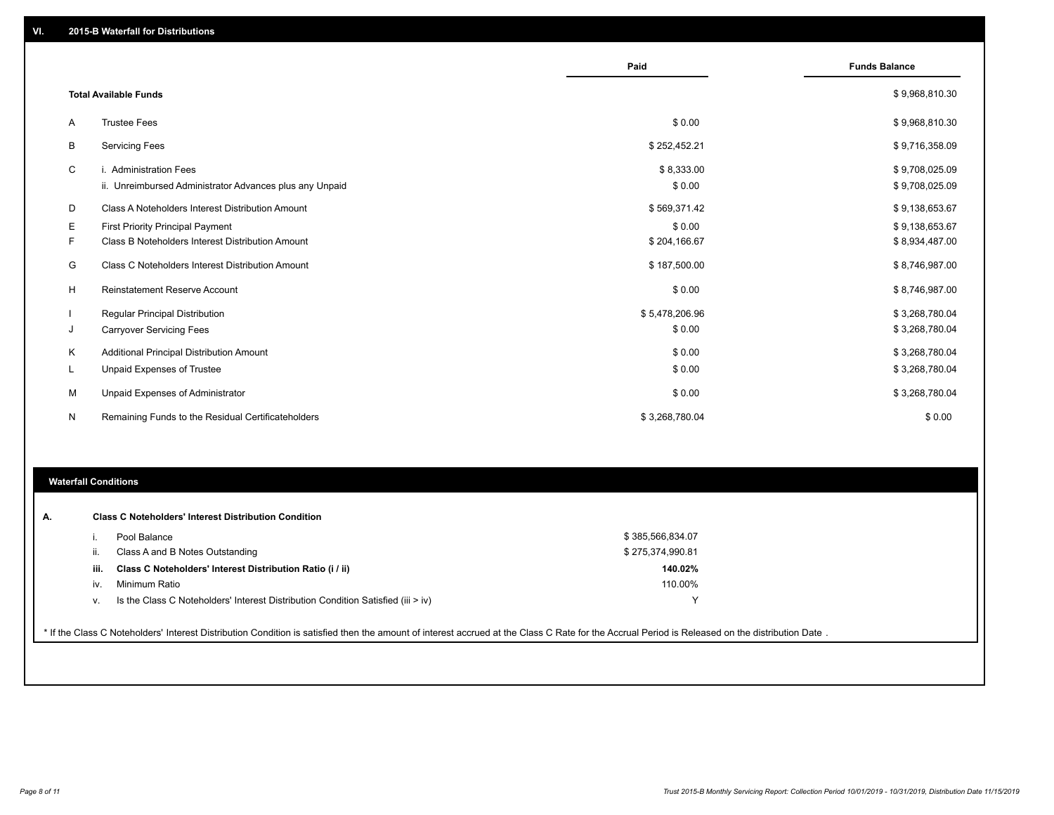## VI. 2015-B Waterfall for Distributions

| | | Paid | Funds Balance |
|---|---|---|---|
| | **Total Available Funds** | | $ 9,968,810.30 |
| A | Trustee Fees | $ 0.00 | $ 9,968,810.30 |
| B | Servicing Fees | $ 252,452.21 | $ 9,716,358.09 |
| C | i. Administration Fees | $ 8,333.00 | $ 9,708,025.09 |
| | ii. Unreimbursed Administrator Advances plus any Unpaid | $ 0.00 | $ 9,708,025.09 |
| D | Class A Noteholders Interest Distribution Amount | $ 569,371.42 | $ 9,138,653.67 |
| E | First Priority Principal Payment | $ 0.00 | $ 9,138,653.67 |
| F | Class B Noteholders Interest Distribution Amount | $ 204,166.67 | $ 8,934,487.00 |
| G | Class C Noteholders Interest Distribution Amount | $ 187,500.00 | $ 8,746,987.00 |
| H | Reinstatement Reserve Account | $ 0.00 | $ 8,746,987.00 |
| I | Regular Principal Distribution | $ 5,478,206.96 | $ 3,268,780.04 |
| J | Carryover Servicing Fees | $ 0.00 | $ 3,268,780.04 |
| K | Additional Principal Distribution Amount | $ 0.00 | $ 3,268,780.04 |
| L | Unpaid Expenses of Trustee | $ 0.00 | $ 3,268,780.04 |
| M | Unpaid Expenses of Administrator | $ 0.00 | $ 3,268,780.04 |
| N | Remaining Funds to the Residual Certificateholders | $ 3,268,780.04 | $ 0.00 |

## Waterfall Conditions

**A. Class C Noteholders' Interest Distribution Condition**

| | | |
|---|---|---|
| i. | Pool Balance | $ 385,566,834.07 |
| ii. | Class A and B Notes Outstanding | $ 275,374,990.81 |
| **iii.** | **Class C Noteholders' Interest Distribution Ratio (i / ii)** | **140.02%** |
| iv. | Minimum Ratio | 110.00% |
| v. | Is the Class C Noteholders' Interest Distribution Condition Satisfied (iii > iv) | Y |

* If the Class C Noteholders' Interest Distribution Condition is satisfied then the amount of interest accrued at the Class C Rate for the Accrual Period is Released on the distribution Date .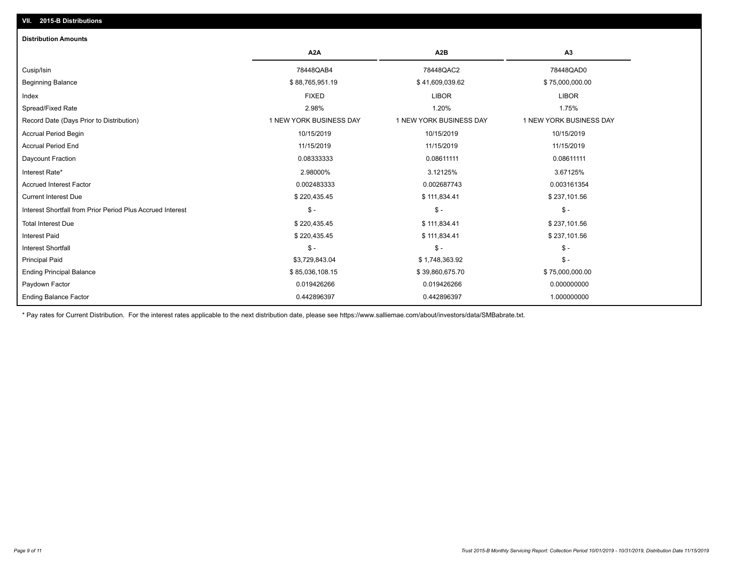## VII. 2015-B Distributions

### Distribution Amounts

| | A2A | A2B | A3 |
|---|---|---|---|
| Cusip/Isin | 78448QAB4 | 78448QAC2 | 78448QAD0 |
| Beginning Balance | $ 88,765,951.19 | $ 41,609,039.62 | $ 75,000,000.00 |
| Index | FIXED | LIBOR | LIBOR |
| Spread/Fixed Rate | 2.98% | 1.20% | 1.75% |
| Record Date (Days Prior to Distribution) | 1 NEW YORK BUSINESS DAY | 1 NEW YORK BUSINESS DAY | 1 NEW YORK BUSINESS DAY |
| Accrual Period Begin | 10/15/2019 | 10/15/2019 | 10/15/2019 |
| Accrual Period End | 11/15/2019 | 11/15/2019 | 11/15/2019 |
| Daycount Fraction | 0.08333333 | 0.08611111 | 0.08611111 |
| Interest Rate* | 2.98000% | 3.12125% | 3.67125% |
| Accrued Interest Factor | 0.002483333 | 0.002687743 | 0.003161354 |
| Current Interest Due | $ 220,435.45 | $ 111,834.41 | $ 237,101.56 |
| Interest Shortfall from Prior Period Plus Accrued Interest | $ - | $ - | $ - |
| Total Interest Due | $ 220,435.45 | $ 111,834.41 | $ 237,101.56 |
| Interest Paid | $ 220,435.45 | $ 111,834.41 | $ 237,101.56 |
| Interest Shortfall | $ - | $ - | $ - |
| Principal Paid | $3,729,843.04 | $ 1,748,363.92 | $ - |
| Ending Principal Balance | $ 85,036,108.15 | $ 39,860,675.70 | $ 75,000,000.00 |
| Paydown Factor | 0.019426266 | 0.019426266 | 0.000000000 |
| Ending Balance Factor | 0.442896397 | 0.442896397 | 1.000000000 |

* Pay rates for Current Distribution. For the interest rates applicable to the next distribution date, please see https://www.salliemae.com/about/investors/data/SMBabrate.txt.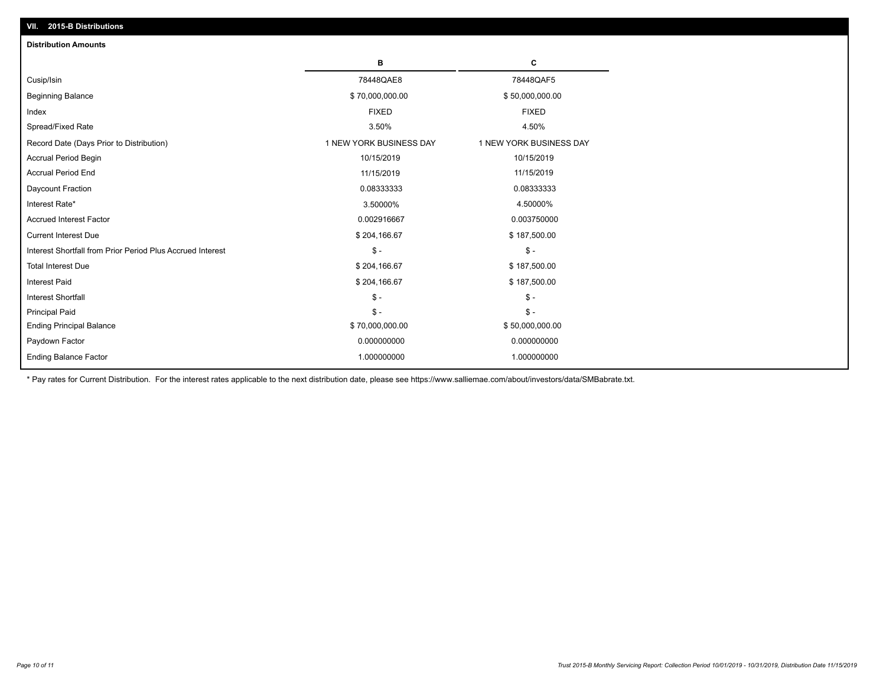## VII. 2015-B Distributions

### Distribution Amounts

| | B | C |
|---|---|---|
| Cusip/Isin | 78448QAE8 | 78448QAF5 |
| Beginning Balance | $ 70,000,000.00 | $ 50,000,000.00 |
| Index | FIXED | FIXED |
| Spread/Fixed Rate | 3.50% | 4.50% |
| Record Date (Days Prior to Distribution) | 1 NEW YORK BUSINESS DAY | 1 NEW YORK BUSINESS DAY |
| Accrual Period Begin | 10/15/2019 | 10/15/2019 |
| Accrual Period End | 11/15/2019 | 11/15/2019 |
| Daycount Fraction | 0.08333333 | 0.08333333 |
| Interest Rate* | 3.50000% | 4.50000% |
| Accrued Interest Factor | 0.002916667 | 0.003750000 |
| Current Interest Due | $ 204,166.67 | $ 187,500.00 |
| Interest Shortfall from Prior Period Plus Accrued Interest | $ - | $ - |
| Total Interest Due | $ 204,166.67 | $ 187,500.00 |
| Interest Paid | $ 204,166.67 | $ 187,500.00 |
| Interest Shortfall | $ - | $ - |
| Principal Paid | $ - | $ - |
| Ending Principal Balance | $ 70,000,000.00 | $ 50,000,000.00 |
| Paydown Factor | 0.000000000 | 0.000000000 |
| Ending Balance Factor | 1.000000000 | 1.000000000 |

* Pay rates for Current Distribution. For the interest rates applicable to the next distribution date, please see https://www.salliemae.com/about/investors/data/SMBabrate.txt.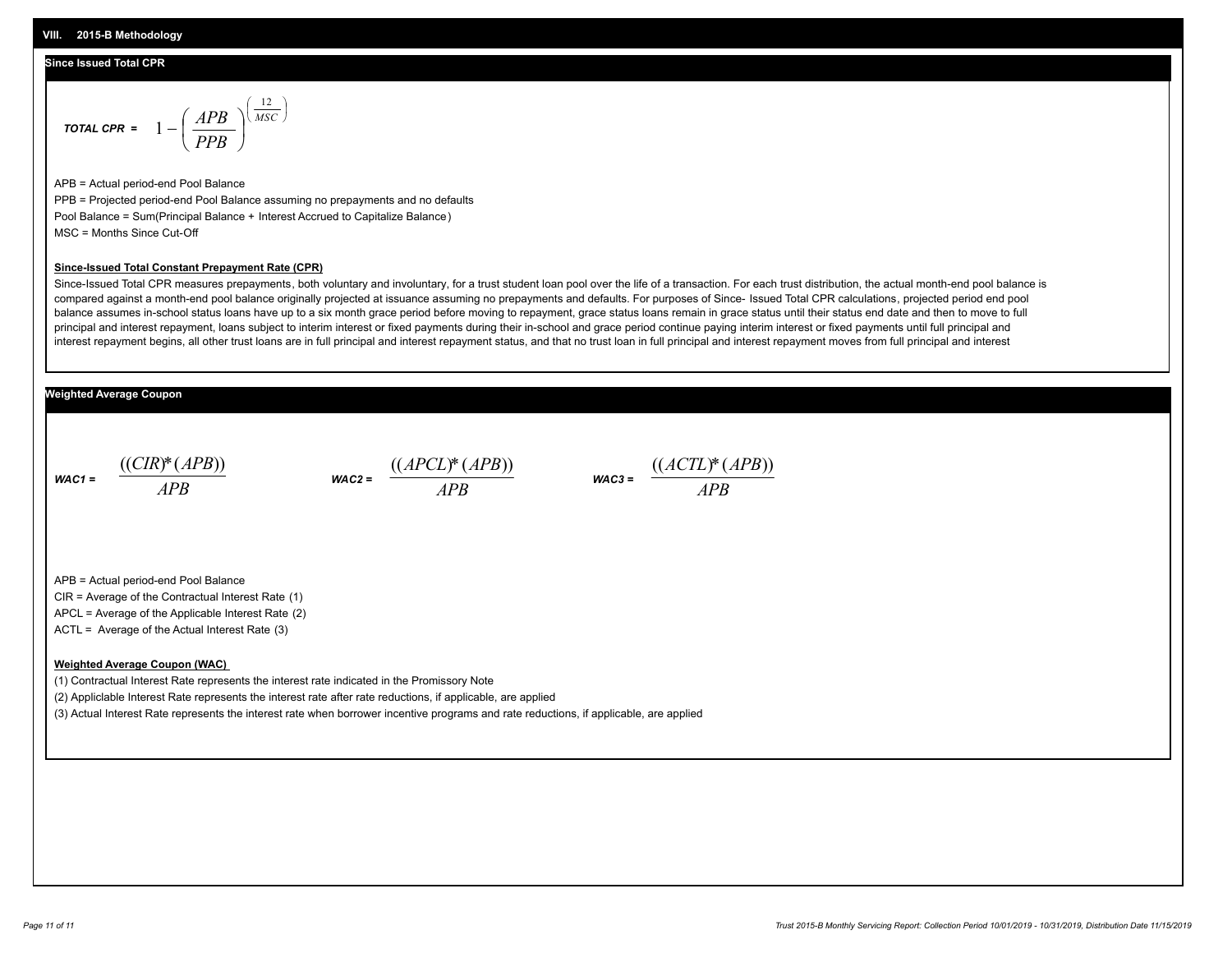## VIII. 2015-B Methodology

### Since Issued Total CPR

$$\textit{TOTAL CPR} = 1 - \left(\frac{APB}{PPB}\right)^{\left(\frac{12}{MSC}\right)}$$

APB = Actual period-end Pool Balance

PPB = Projected period-end Pool Balance assuming no prepayments and no defaults

Pool Balance = Sum(Principal Balance + Interest Accrued to Capitalize Balance)

MSC = Months Since Cut-Off

**Since-Issued Total Constant Prepayment Rate (CPR)**

Since-Issued Total CPR measures prepayments, both voluntary and involuntary, for a trust student loan pool over the life of a transaction. For each trust distribution, the actual month-end pool balance is compared against a month-end pool balance originally projected at issuance assuming no prepayments and defaults. For purposes of Since- Issued Total CPR calculations, projected period end pool balance assumes in-school status loans have up to a six month grace period before moving to repayment, grace status loans remain in grace status until their status end date and then to move to full principal and interest repayment, loans subject to interim interest or fixed payments during their in-school and grace period continue paying interim interest or fixed payments until full principal and interest repayment begins, all other trust loans are in full principal and interest repayment status, and that no trust loan in full principal and interest repayment moves from full principal and interest

### Weighted Average Coupon

$$\textit{WAC1} = \frac{((CIR)*(APB))}{APB} \qquad \textit{WAC2} = \frac{((APCL)*(APB))}{APB} \qquad \textit{WAC3} = \frac{((ACTL)*(APB))}{APB}$$

APB = Actual period-end Pool Balance

CIR = Average of the Contractual Interest Rate (1)

APCL = Average of the Applicable Interest Rate (2)

ACTL = Average of the Actual Interest Rate (3)

**Weighted Average Coupon (WAC)**

(1) Contractual Interest Rate represents the interest rate indicated in the Promissory Note

(2) Appliclable Interest Rate represents the interest rate after rate reductions, if applicable, are applied

(3) Actual Interest Rate represents the interest rate when borrower incentive programs and rate reductions, if applicable, are applied